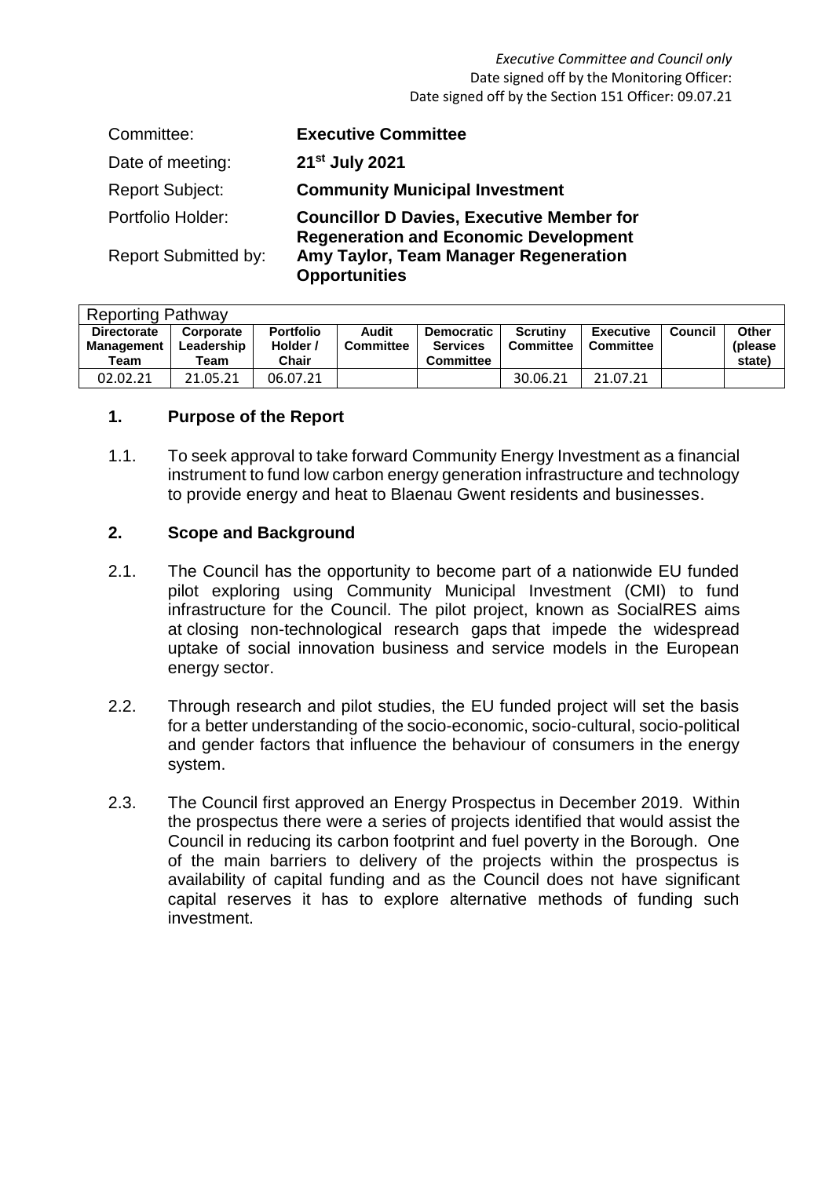*Executive Committee and Council only*
Date signed off by the Monitoring Officer:
Date signed off by the Section 151 Officer: 09.07.21

| | |
|---|---|
| Committee: | **Executive Committee** |
| Date of meeting: | **21st July 2021** |
| Report Subject: | **Community Municipal Investment** |
| Portfolio Holder: | **Councillor D Davies, Executive Member for Regeneration and Economic Development** |
| Report Submitted by: | **Amy Taylor, Team Manager Regeneration Opportunities** |

| Reporting Pathway | | | | | | | | |
|---|---|---|---|---|---|---|---|---|
| **Directorate Management Team** | **Corporate Leadership Team** | **Portfolio Holder / Chair** | **Audit Committee** | **Democratic Services Committee** | **Scrutiny Committee** | **Executive Committee** | **Council** | **Other (please state)** |
| 02.02.21 | 21.05.21 | 06.07.21 | | | 30.06.21 | 21.07.21 | | |

## 1. Purpose of the Report

1.1. To seek approval to take forward Community Energy Investment as a financial instrument to fund low carbon energy generation infrastructure and technology to provide energy and heat to Blaenau Gwent residents and businesses.

## 2. Scope and Background

2.1. The Council has the opportunity to become part of a nationwide EU funded pilot exploring using Community Municipal Investment (CMI) to fund infrastructure for the Council. The pilot project, known as SocialRES aims at closing non-technological research gaps that impede the widespread uptake of social innovation business and service models in the European energy sector.

2.2. Through research and pilot studies, the EU funded project will set the basis for a better understanding of the socio-economic, socio-cultural, socio-political and gender factors that influence the behaviour of consumers in the energy system.

2.3. The Council first approved an Energy Prospectus in December 2019. Within the prospectus there were a series of projects identified that would assist the Council in reducing its carbon footprint and fuel poverty in the Borough. One of the main barriers to delivery of the projects within the prospectus is availability of capital funding and as the Council does not have significant capital reserves it has to explore alternative methods of funding such investment.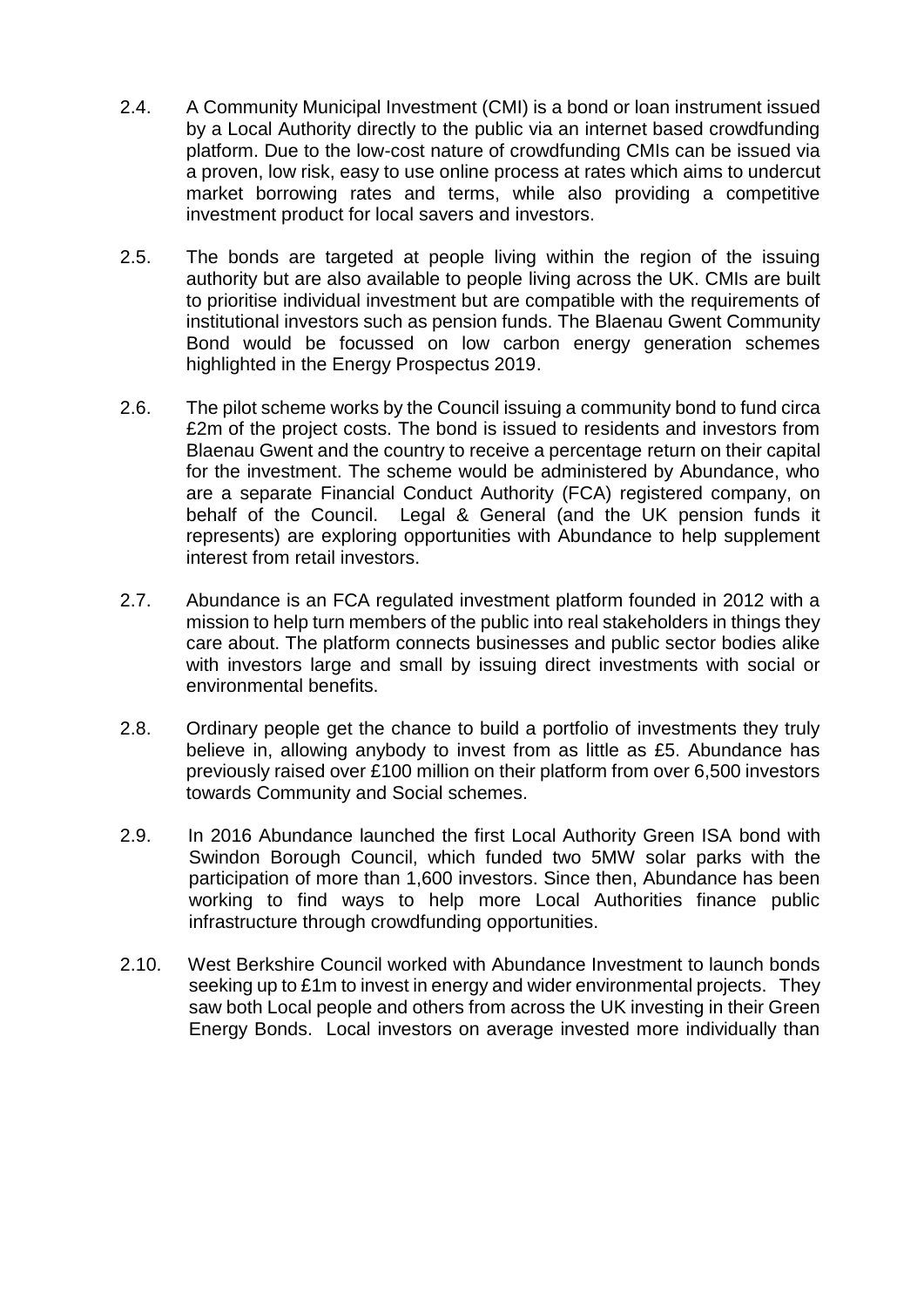2.4. A Community Municipal Investment (CMI) is a bond or loan instrument issued by a Local Authority directly to the public via an internet based crowdfunding platform. Due to the low-cost nature of crowdfunding CMIs can be issued via a proven, low risk, easy to use online process at rates which aims to undercut market borrowing rates and terms, while also providing a competitive investment product for local savers and investors.

2.5. The bonds are targeted at people living within the region of the issuing authority but are also available to people living across the UK. CMIs are built to prioritise individual investment but are compatible with the requirements of institutional investors such as pension funds. The Blaenau Gwent Community Bond would be focussed on low carbon energy generation schemes highlighted in the Energy Prospectus 2019.

2.6. The pilot scheme works by the Council issuing a community bond to fund circa £2m of the project costs. The bond is issued to residents and investors from Blaenau Gwent and the country to receive a percentage return on their capital for the investment. The scheme would be administered by Abundance, who are a separate Financial Conduct Authority (FCA) registered company, on behalf of the Council. Legal & General (and the UK pension funds it represents) are exploring opportunities with Abundance to help supplement interest from retail investors.

2.7. Abundance is an FCA regulated investment platform founded in 2012 with a mission to help turn members of the public into real stakeholders in things they care about. The platform connects businesses and public sector bodies alike with investors large and small by issuing direct investments with social or environmental benefits.

2.8. Ordinary people get the chance to build a portfolio of investments they truly believe in, allowing anybody to invest from as little as £5. Abundance has previously raised over £100 million on their platform from over 6,500 investors towards Community and Social schemes.

2.9. In 2016 Abundance launched the first Local Authority Green ISA bond with Swindon Borough Council, which funded two 5MW solar parks with the participation of more than 1,600 investors. Since then, Abundance has been working to find ways to help more Local Authorities finance public infrastructure through crowdfunding opportunities.

2.10. West Berkshire Council worked with Abundance Investment to launch bonds seeking up to £1m to invest in energy and wider environmental projects. They saw both Local people and others from across the UK investing in their Green Energy Bonds. Local investors on average invested more individually than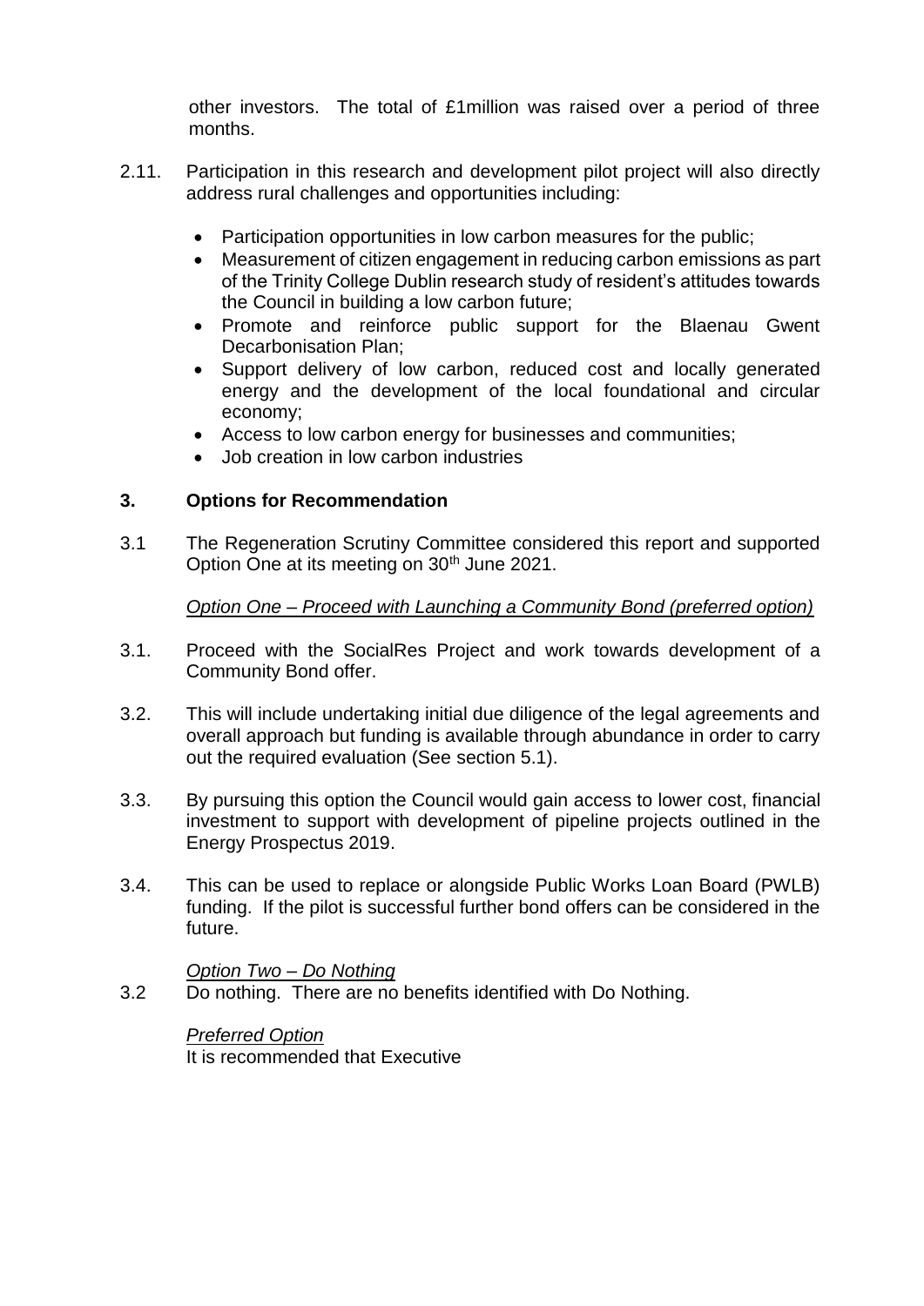other investors. The total of £1million was raised over a period of three months.

2.11. Participation in this research and development pilot project will also directly address rural challenges and opportunities including:

- Participation opportunities in low carbon measures for the public;
- Measurement of citizen engagement in reducing carbon emissions as part of the Trinity College Dublin research study of resident's attitudes towards the Council in building a low carbon future;
- Promote and reinforce public support for the Blaenau Gwent Decarbonisation Plan;
- Support delivery of low carbon, reduced cost and locally generated energy and the development of the local foundational and circular economy;
- Access to low carbon energy for businesses and communities;
- Job creation in low carbon industries

## 3. Options for Recommendation

3.1 The Regeneration Scrutiny Committee considered this report and supported Option One at its meeting on 30th June 2021.

*Option One – Proceed with Launching a Community Bond (preferred option)*

3.1. Proceed with the SocialRes Project and work towards development of a Community Bond offer.

3.2. This will include undertaking initial due diligence of the legal agreements and overall approach but funding is available through abundance in order to carry out the required evaluation (See section 5.1).

3.3. By pursuing this option the Council would gain access to lower cost, financial investment to support with development of pipeline projects outlined in the Energy Prospectus 2019.

3.4. This can be used to replace or alongside Public Works Loan Board (PWLB) funding. If the pilot is successful further bond offers can be considered in the future.

*Option Two – Do Nothing*

3.2 Do nothing. There are no benefits identified with Do Nothing.

*Preferred Option*

It is recommended that Executive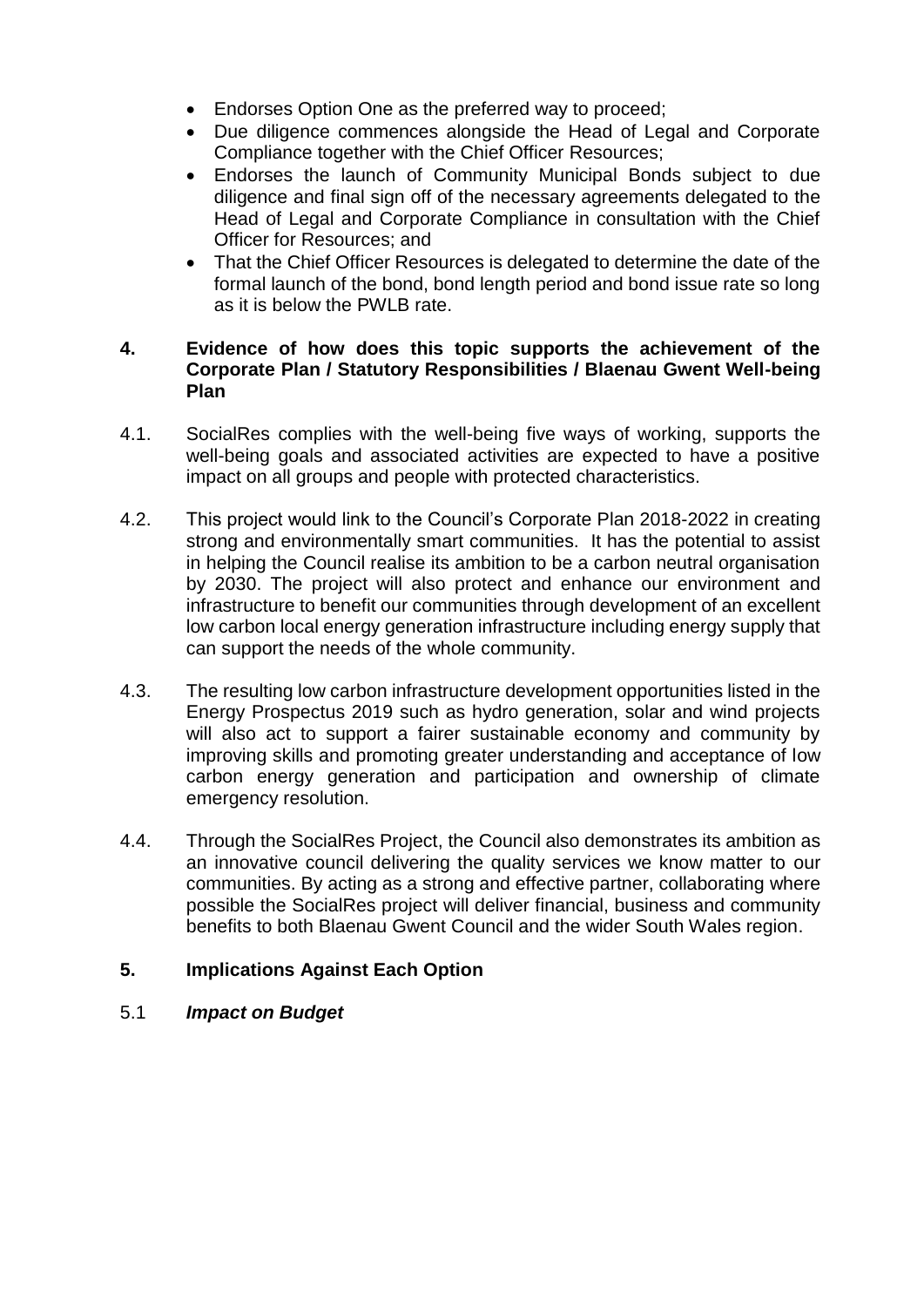- Endorses Option One as the preferred way to proceed;
- Due diligence commences alongside the Head of Legal and Corporate Compliance together with the Chief Officer Resources;
- Endorses the launch of Community Municipal Bonds subject to due diligence and final sign off of the necessary agreements delegated to the Head of Legal and Corporate Compliance in consultation with the Chief Officer for Resources; and
- That the Chief Officer Resources is delegated to determine the date of the formal launch of the bond, bond length period and bond issue rate so long as it is below the PWLB rate.

## 4. Evidence of how does this topic supports the achievement of the Corporate Plan / Statutory Responsibilities / Blaenau Gwent Well-being Plan

4.1. SocialRes complies with the well-being five ways of working, supports the well-being goals and associated activities are expected to have a positive impact on all groups and people with protected characteristics.

4.2. This project would link to the Council's Corporate Plan 2018-2022 in creating strong and environmentally smart communities. It has the potential to assist in helping the Council realise its ambition to be a carbon neutral organisation by 2030. The project will also protect and enhance our environment and infrastructure to benefit our communities through development of an excellent low carbon local energy generation infrastructure including energy supply that can support the needs of the whole community.

4.3. The resulting low carbon infrastructure development opportunities listed in the Energy Prospectus 2019 such as hydro generation, solar and wind projects will also act to support a fairer sustainable economy and community by improving skills and promoting greater understanding and acceptance of low carbon energy generation and participation and ownership of climate emergency resolution.

4.4. Through the SocialRes Project, the Council also demonstrates its ambition as an innovative council delivering the quality services we know matter to our communities. By acting as a strong and effective partner, collaborating where possible the SocialRes project will deliver financial, business and community benefits to both Blaenau Gwent Council and the wider South Wales region.

## 5. Implications Against Each Option

### 5.1 *Impact on Budget*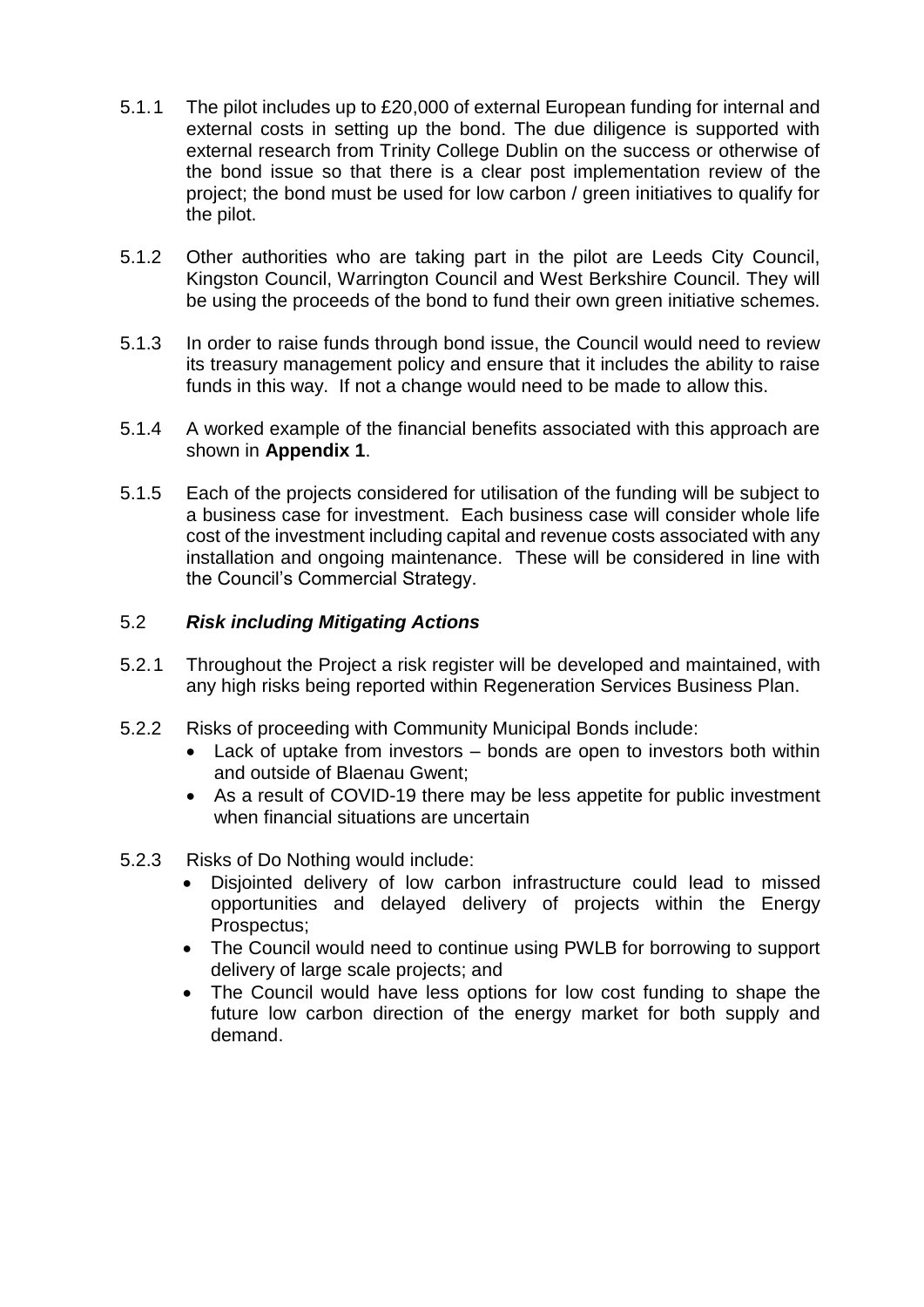5.1.1 The pilot includes up to £20,000 of external European funding for internal and external costs in setting up the bond. The due diligence is supported with external research from Trinity College Dublin on the success or otherwise of the bond issue so that there is a clear post implementation review of the project; the bond must be used for low carbon / green initiatives to qualify for the pilot.

5.1.2 Other authorities who are taking part in the pilot are Leeds City Council, Kingston Council, Warrington Council and West Berkshire Council. They will be using the proceeds of the bond to fund their own green initiative schemes.

5.1.3 In order to raise funds through bond issue, the Council would need to review its treasury management policy and ensure that it includes the ability to raise funds in this way. If not a change would need to be made to allow this.

5.1.4 A worked example of the financial benefits associated with this approach are shown in **Appendix 1**.

5.1.5 Each of the projects considered for utilisation of the funding will be subject to a business case for investment. Each business case will consider whole life cost of the investment including capital and revenue costs associated with any installation and ongoing maintenance. These will be considered in line with the Council's Commercial Strategy.

### 5.2 ***Risk including Mitigating Actions***

5.2.1 Throughout the Project a risk register will be developed and maintained, with any high risks being reported within Regeneration Services Business Plan.

5.2.2 Risks of proceeding with Community Municipal Bonds include:

- Lack of uptake from investors – bonds are open to investors both within and outside of Blaenau Gwent;
- As a result of COVID-19 there may be less appetite for public investment when financial situations are uncertain

5.2.3 Risks of Do Nothing would include:

- Disjointed delivery of low carbon infrastructure could lead to missed opportunities and delayed delivery of projects within the Energy Prospectus;
- The Council would need to continue using PWLB for borrowing to support delivery of large scale projects; and
- The Council would have less options for low cost funding to shape the future low carbon direction of the energy market for both supply and demand.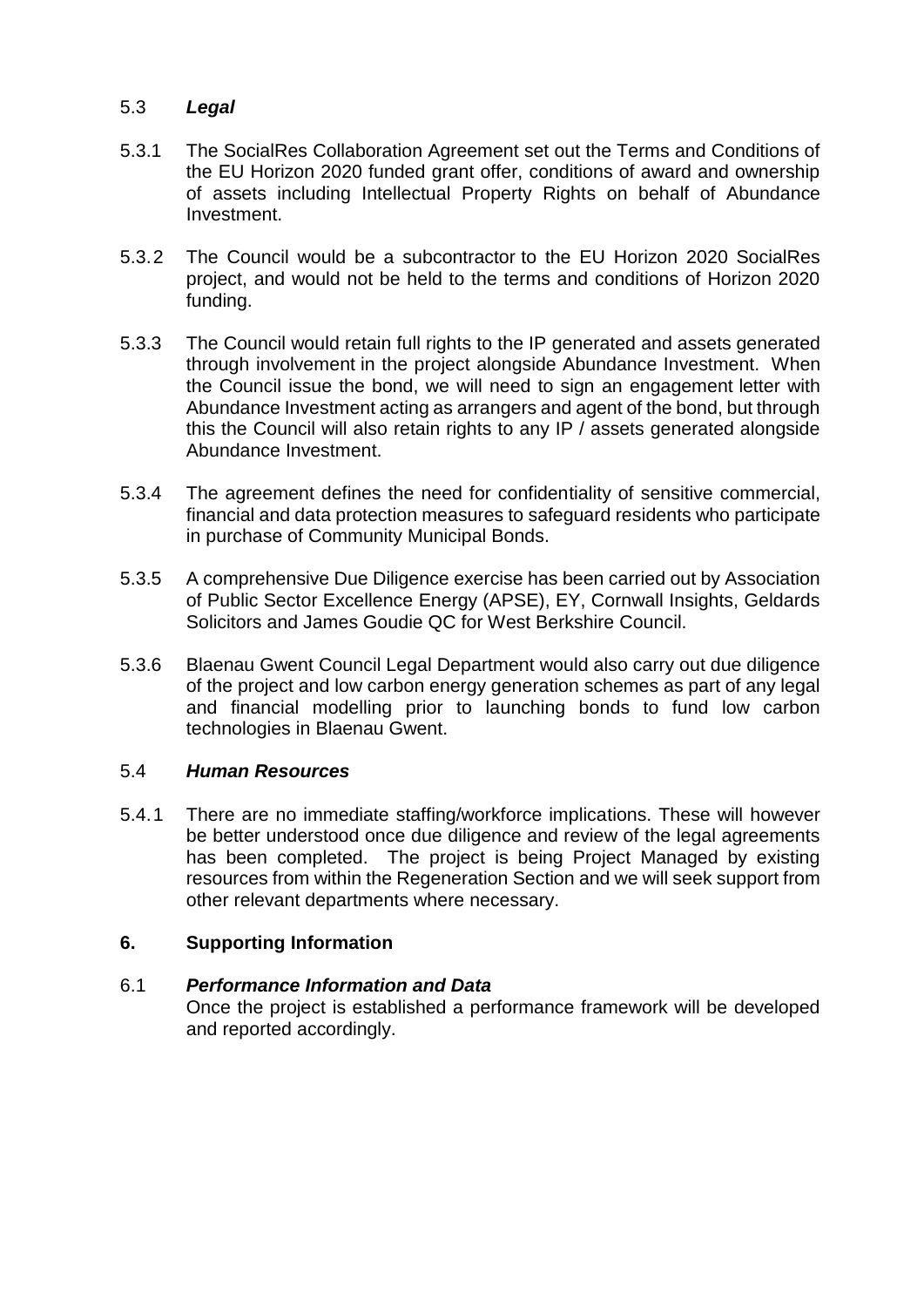### 5.3 *Legal*

5.3.1 The SocialRes Collaboration Agreement set out the Terms and Conditions of the EU Horizon 2020 funded grant offer, conditions of award and ownership of assets including Intellectual Property Rights on behalf of Abundance Investment.

5.3.2 The Council would be a subcontractor to the EU Horizon 2020 SocialRes project, and would not be held to the terms and conditions of Horizon 2020 funding.

5.3.3 The Council would retain full rights to the IP generated and assets generated through involvement in the project alongside Abundance Investment. When the Council issue the bond, we will need to sign an engagement letter with Abundance Investment acting as arrangers and agent of the bond, but through this the Council will also retain rights to any IP / assets generated alongside Abundance Investment.

5.3.4 The agreement defines the need for confidentiality of sensitive commercial, financial and data protection measures to safeguard residents who participate in purchase of Community Municipal Bonds.

5.3.5 A comprehensive Due Diligence exercise has been carried out by Association of Public Sector Excellence Energy (APSE), EY, Cornwall Insights, Geldards Solicitors and James Goudie QC for West Berkshire Council.

5.3.6 Blaenau Gwent Council Legal Department would also carry out due diligence of the project and low carbon energy generation schemes as part of any legal and financial modelling prior to launching bonds to fund low carbon technologies in Blaenau Gwent.

### 5.4 *Human Resources*

5.4.1 There are no immediate staffing/workforce implications. These will however be better understood once due diligence and review of the legal agreements has been completed. The project is being Project Managed by existing resources from within the Regeneration Section and we will seek support from other relevant departments where necessary.

## 6. Supporting Information

### 6.1 *Performance Information and Data*

Once the project is established a performance framework will be developed and reported accordingly.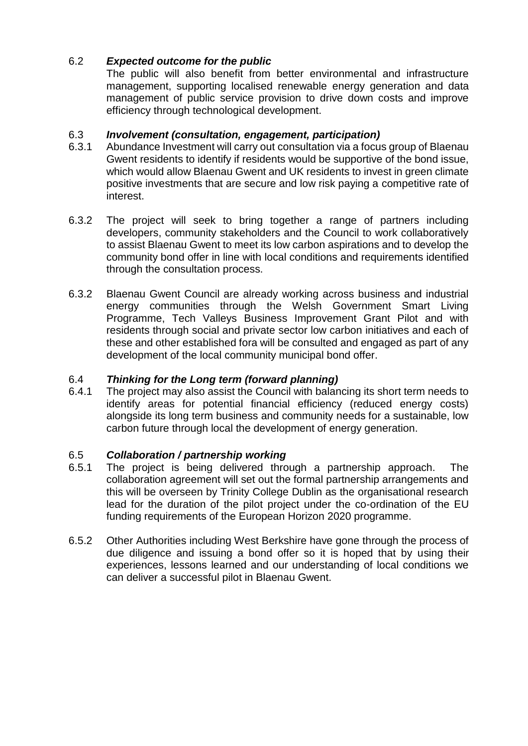### 6.2 *Expected outcome for the public*

The public will also benefit from better environmental and infrastructure management, supporting localised renewable energy generation and data management of public service provision to drive down costs and improve efficiency through technological development.

### 6.3 *Involvement (consultation, engagement, participation)*

6.3.1 Abundance Investment will carry out consultation via a focus group of Blaenau Gwent residents to identify if residents would be supportive of the bond issue, which would allow Blaenau Gwent and UK residents to invest in green climate positive investments that are secure and low risk paying a competitive rate of interest.

6.3.2 The project will seek to bring together a range of partners including developers, community stakeholders and the Council to work collaboratively to assist Blaenau Gwent to meet its low carbon aspirations and to develop the community bond offer in line with local conditions and requirements identified through the consultation process.

6.3.2 Blaenau Gwent Council are already working across business and industrial energy communities through the Welsh Government Smart Living Programme, Tech Valleys Business Improvement Grant Pilot and with residents through social and private sector low carbon initiatives and each of these and other established fora will be consulted and engaged as part of any development of the local community municipal bond offer.

### 6.4 *Thinking for the Long term (forward planning)*

6.4.1 The project may also assist the Council with balancing its short term needs to identify areas for potential financial efficiency (reduced energy costs) alongside its long term business and community needs for a sustainable, low carbon future through local the development of energy generation.

### 6.5 *Collaboration / partnership working*

6.5.1 The project is being delivered through a partnership approach. The collaboration agreement will set out the formal partnership arrangements and this will be overseen by Trinity College Dublin as the organisational research lead for the duration of the pilot project under the co-ordination of the EU funding requirements of the European Horizon 2020 programme.

6.5.2 Other Authorities including West Berkshire have gone through the process of due diligence and issuing a bond offer so it is hoped that by using their experiences, lessons learned and our understanding of local conditions we can deliver a successful pilot in Blaenau Gwent.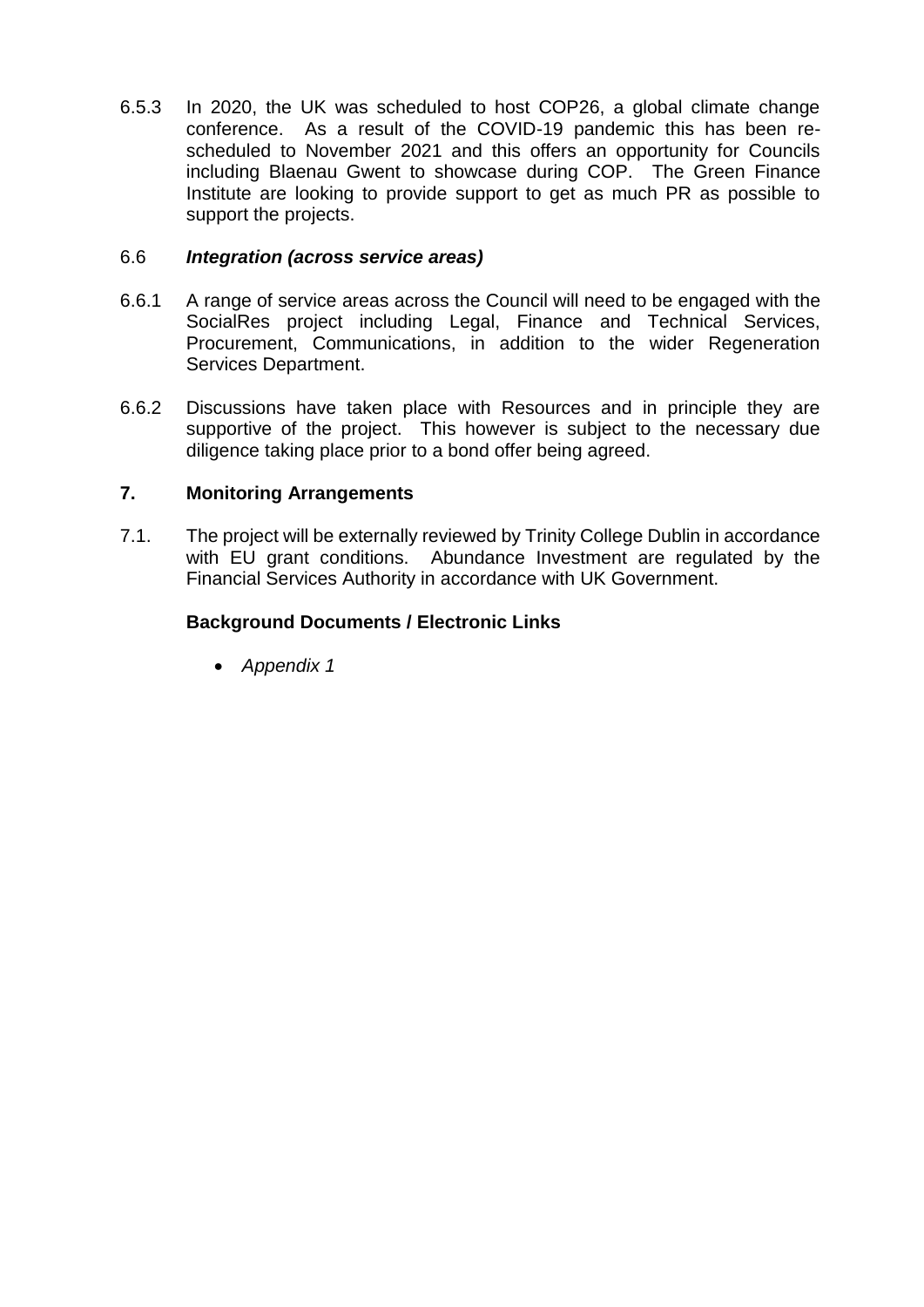6.5.3 In 2020, the UK was scheduled to host COP26, a global climate change conference. As a result of the COVID-19 pandemic this has been re-scheduled to November 2021 and this offers an opportunity for Councils including Blaenau Gwent to showcase during COP. The Green Finance Institute are looking to provide support to get as much PR as possible to support the projects.

6.6 ***Integration (across service areas)***

6.6.1 A range of service areas across the Council will need to be engaged with the SocialRes project including Legal, Finance and Technical Services, Procurement, Communications, in addition to the wider Regeneration Services Department.

6.6.2 Discussions have taken place with Resources and in principle they are supportive of the project. This however is subject to the necessary due diligence taking place prior to a bond offer being agreed.

## 7. Monitoring Arrangements

7.1. The project will be externally reviewed by Trinity College Dublin in accordance with EU grant conditions. Abundance Investment are regulated by the Financial Services Authority in accordance with UK Government.

### Background Documents / Electronic Links

- *Appendix 1*